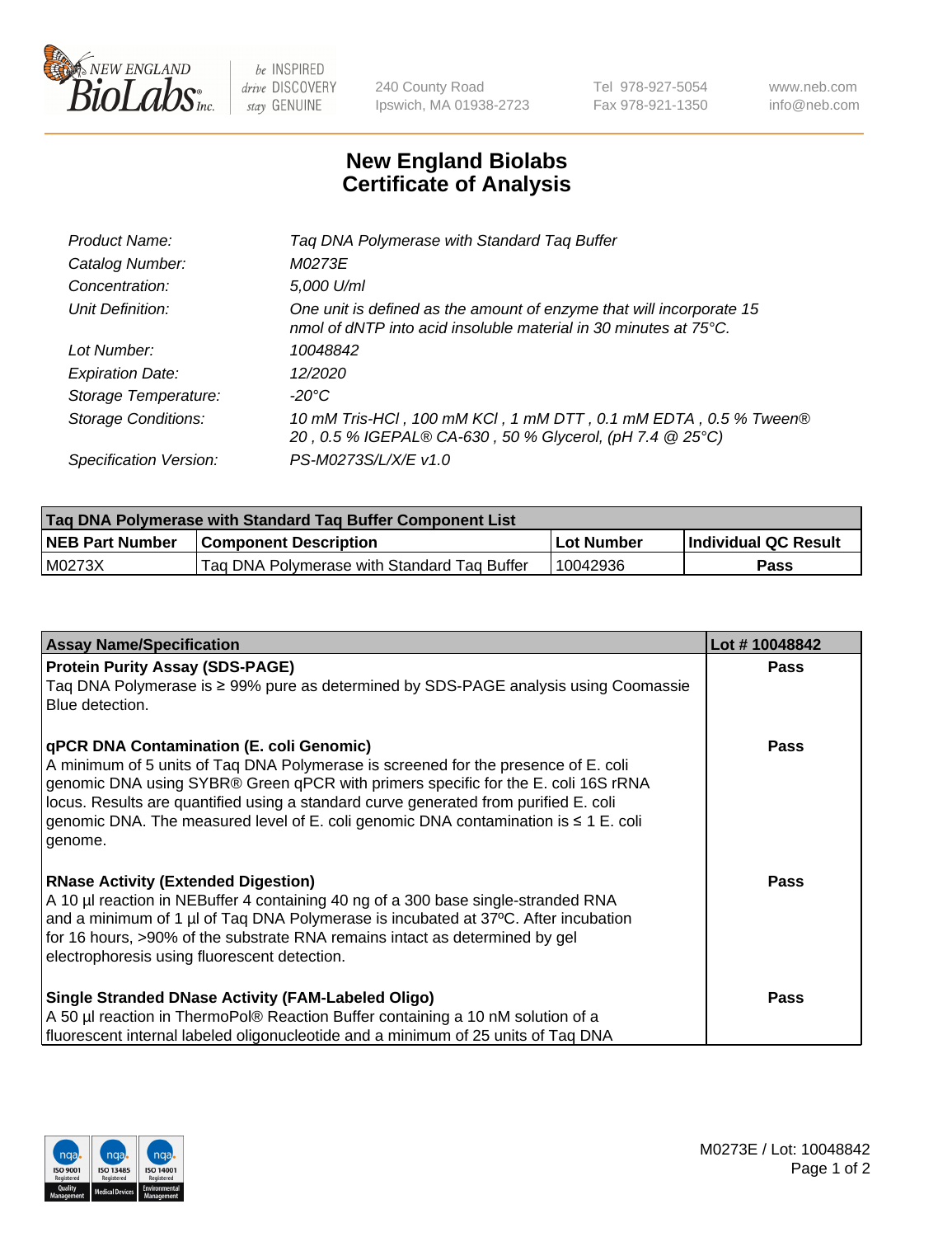# New England Biolabs Certificate of Analysis

| | |
|---|---|
| *Product Name:* | *Taq DNA Polymerase with Standard Taq Buffer* |
| *Catalog Number:* | *M0273E* |
| *Concentration:* | *5,000 U/ml* |
| *Unit Definition:* | *One unit is defined as the amount of enzyme that will incorporate 15 nmol of dNTP into acid insoluble material in 30 minutes at 75°C.* |
| *Lot Number:* | *10048842* |
| *Expiration Date:* | *12/2020* |
| *Storage Temperature:* | *-20°C* |
| *Storage Conditions:* | *10 mM Tris-HCl , 100 mM KCl , 1 mM DTT , 0.1 mM EDTA , 0.5 % Tween® 20 , 0.5 % IGEPAL® CA-630 , 50 % Glycerol, (pH 7.4 @ 25°C)* |
| *Specification Version:* | *PS-M0273S/L/X/E v1.0* |

| Taq DNA Polymerase with Standard Taq Buffer Component List | | | |
|---|---|---|---|
| **NEB Part Number** | **Component Description** | **Lot Number** | **Individual QC Result** |
| M0273X | Taq DNA Polymerase with Standard Taq Buffer | 10042936 | **Pass** |

| Assay Name/Specification | Lot # 10048842 |
|---|---|
| **Protein Purity Assay (SDS-PAGE)**<br>Taq DNA Polymerase is ≥ 99% pure as determined by SDS-PAGE analysis using Coomassie Blue detection. | **Pass** |
| **qPCR DNA Contamination (E. coli Genomic)**<br>A minimum of 5 units of Taq DNA Polymerase is screened for the presence of E. coli genomic DNA using SYBR® Green qPCR with primers specific for the E. coli 16S rRNA locus. Results are quantified using a standard curve generated from purified E. coli genomic DNA. The measured level of E. coli genomic DNA contamination is ≤ 1 E. coli genome. | **Pass** |
| **RNase Activity (Extended Digestion)**<br>A 10 µl reaction in NEBuffer 4 containing 40 ng of a 300 base single-stranded RNA and a minimum of 1 µl of Taq DNA Polymerase is incubated at 37ºC. After incubation for 16 hours, >90% of the substrate RNA remains intact as determined by gel electrophoresis using fluorescent detection. | **Pass** |
| **Single Stranded DNase Activity (FAM-Labeled Oligo)**<br>A 50 µl reaction in ThermoPol® Reaction Buffer containing a 10 nM solution of a fluorescent internal labeled oligonucleotide and a minimum of 25 units of Taq DNA | **Pass** |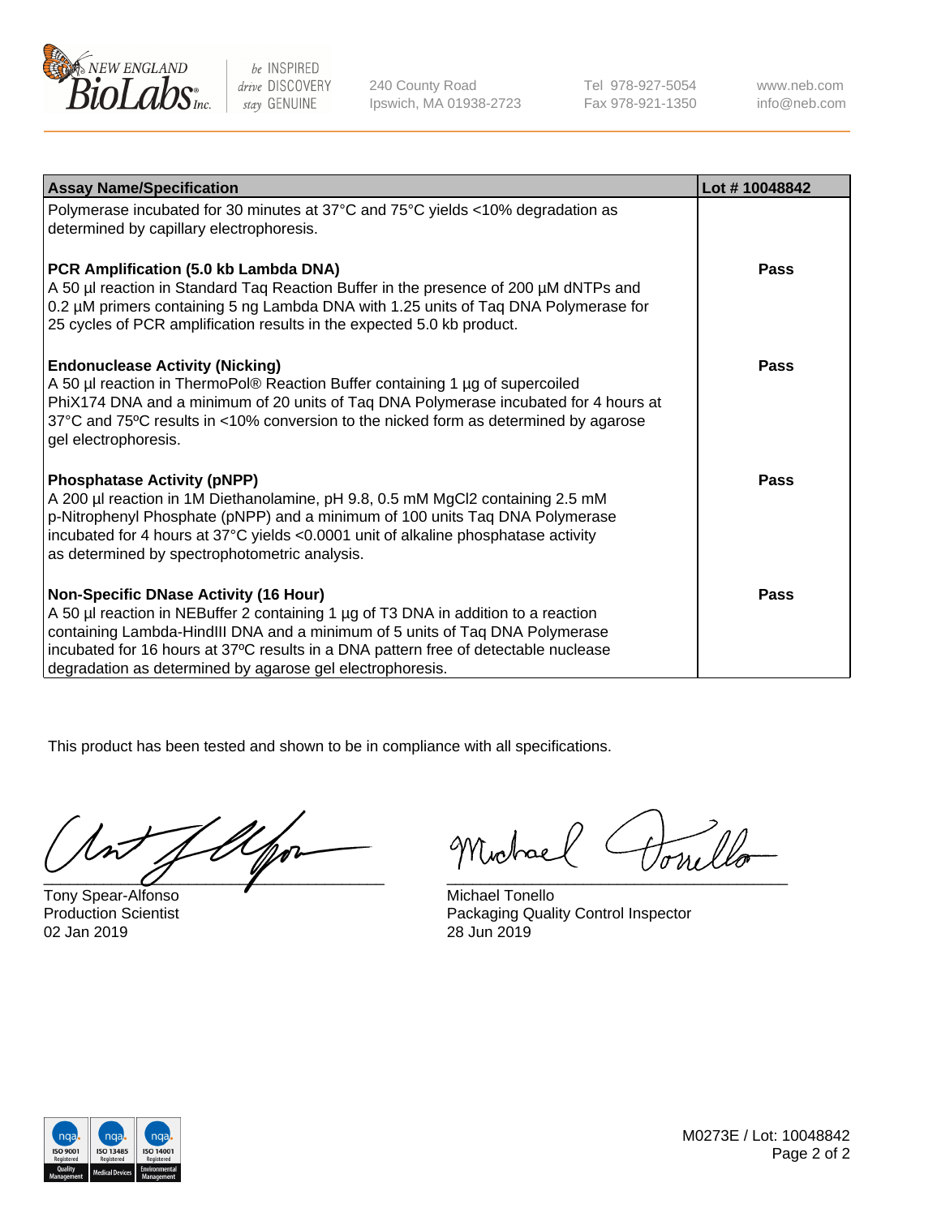| Assay Name/Specification | Lot # 10048842 |
|---|---|
| Polymerase incubated for 30 minutes at 37°C and 75°C yields <10% degradation as determined by capillary electrophoresis. | |
| **PCR Amplification (5.0 kb Lambda DNA)**<br>A 50 µl reaction in Standard Taq Reaction Buffer in the presence of 200 µM dNTPs and 0.2 µM primers containing 5 ng Lambda DNA with 1.25 units of Taq DNA Polymerase for 25 cycles of PCR amplification results in the expected 5.0 kb product. | **Pass** |
| **Endonuclease Activity (Nicking)**<br>A 50 µl reaction in ThermoPol® Reaction Buffer containing 1 µg of supercoiled PhiX174 DNA and a minimum of 20 units of Taq DNA Polymerase incubated for 4 hours at 37°C and 75ºC results in <10% conversion to the nicked form as determined by agarose gel electrophoresis. | **Pass** |
| **Phosphatase Activity (pNPP)**<br>A 200 µl reaction in 1M Diethanolamine, pH 9.8, 0.5 mM MgCl2 containing 2.5 mM p-Nitrophenyl Phosphate (pNPP) and a minimum of 100 units Taq DNA Polymerase incubated for 4 hours at 37°C yields <0.0001 unit of alkaline phosphatase activity as determined by spectrophotometric analysis. | **Pass** |
| **Non-Specific DNase Activity (16 Hour)**<br>A 50 µl reaction in NEBuffer 2 containing 1 µg of T3 DNA in addition to a reaction containing Lambda-HindIII DNA and a minimum of 5 units of Taq DNA Polymerase incubated for 16 hours at 37ºC results in a DNA pattern free of detectable nuclease degradation as determined by agarose gel electrophoresis. | **Pass** |

This product has been tested and shown to be in compliance with all specifications.

Tony Spear-Alfonso
Production Scientist
02 Jan 2019

Michael Tonello
Packaging Quality Control Inspector
28 Jun 2019

M0273E / Lot: 10048842